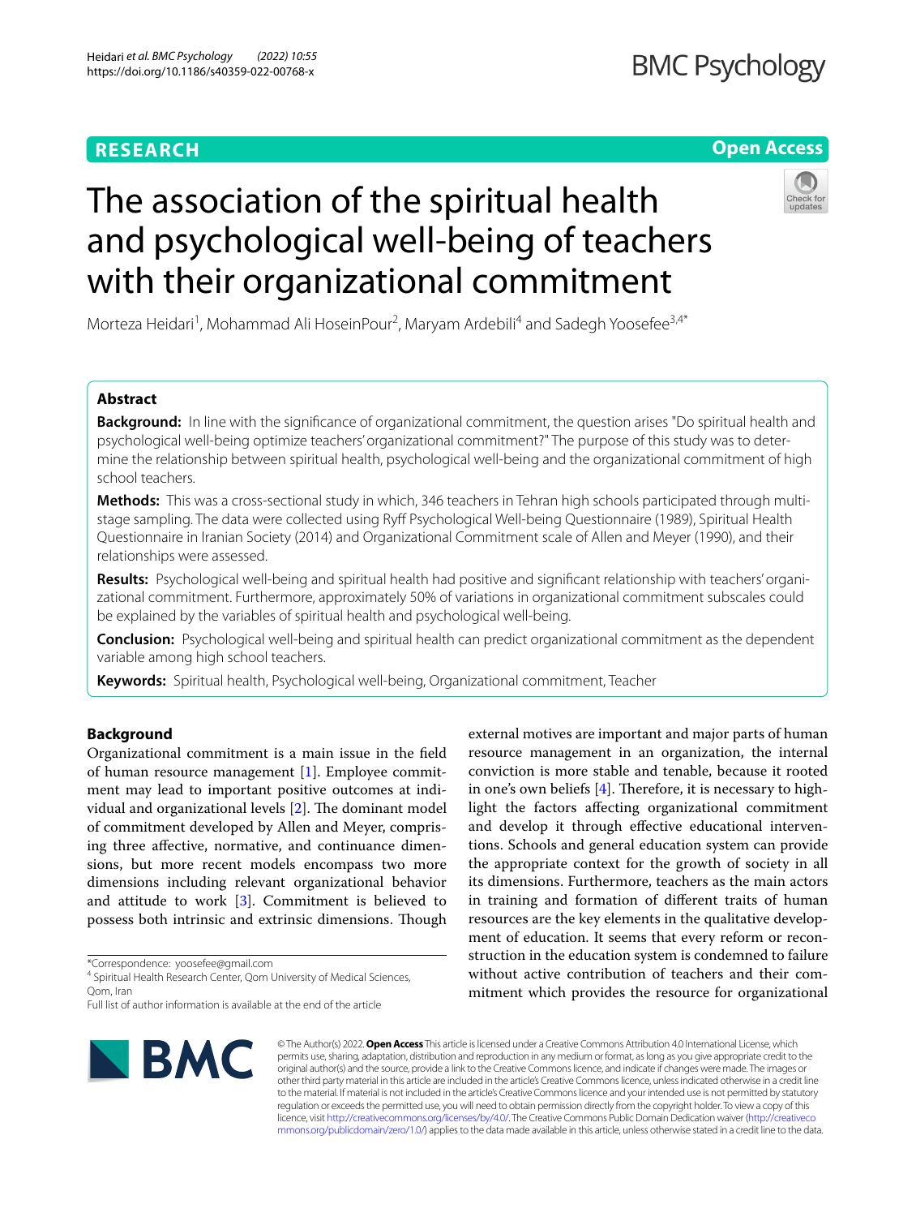RESEARCH

Open Access

# The association of the spiritual health and psychological well-being of teachers with their organizational commitment

Morteza Heidari[1], Mohammad Ali HoseinPour[2], Maryam Ardebili[4] and Sadegh Yoosefee[3,4*]

## Abstract

**Background:** In line with the significance of organizational commitment, the question arises "Do spiritual health and psychological well-being optimize teachers' organizational commitment?" The purpose of this study was to determine the relationship between spiritual health, psychological well-being and the organizational commitment of high school teachers.

**Methods:** This was a cross-sectional study in which, 346 teachers in Tehran high schools participated through multi-stage sampling. The data were collected using Ryff Psychological Well-being Questionnaire (1989), Spiritual Health Questionnaire in Iranian Society (2014) and Organizational Commitment scale of Allen and Meyer (1990), and their relationships were assessed.

**Results:** Psychological well-being and spiritual health had positive and significant relationship with teachers' organizational commitment. Furthermore, approximately 50% of variations in organizational commitment subscales could be explained by the variables of spiritual health and psychological well-being.

**Conclusion:** Psychological well-being and spiritual health can predict organizational commitment as the dependent variable among high school teachers.

**Keywords:** Spiritual health, Psychological well-being, Organizational commitment, Teacher

## Background

Organizational commitment is a main issue in the field of human resource management [1]. Employee commitment may lead to important positive outcomes at individual and organizational levels [2]. The dominant model of commitment developed by Allen and Meyer, comprising three affective, normative, and continuance dimensions, but more recent models encompass two more dimensions including relevant organizational behavior and attitude to work [3]. Commitment is believed to possess both intrinsic and extrinsic dimensions. Though external motives are important and major parts of human resource management in an organization, the internal conviction is more stable and tenable, because it rooted in one's own beliefs [4]. Therefore, it is necessary to highlight the factors affecting organizational commitment and develop it through effective educational interventions. Schools and general education system can provide the appropriate context for the growth of society in all its dimensions. Furthermore, teachers as the main actors in training and formation of different traits of human resources are the key elements in the qualitative development of education. It seems that every reform or reconstruction in the education system is condemned to failure without active contribution of teachers and their commitment which provides the resource for organizational

*Correspondence: yoosefee@gmail.com
[4] Spiritual Health Research Center, Qom University of Medical Sciences, Qom, Iran
Full list of author information is available at the end of the article

© The Author(s) 2022. **Open Access** This article is licensed under a Creative Commons Attribution 4.0 International License, which permits use, sharing, adaptation, distribution and reproduction in any medium or format, as long as you give appropriate credit to the original author(s) and the source, provide a link to the Creative Commons licence, and indicate if changes were made. The images or other third party material in this article are included in the article's Creative Commons licence, unless indicated otherwise in a credit line to the material. If material is not included in the article's Creative Commons licence and your intended use is not permitted by statutory regulation or exceeds the permitted use, you will need to obtain permission directly from the copyright holder. To view a copy of this licence, visit http://creativecommons.org/licenses/by/4.0/. The Creative Commons Public Domain Dedication waiver (http://creativecommons.org/publicdomain/zero/1.0/) applies to the data made available in this article, unless otherwise stated in a credit line to the data.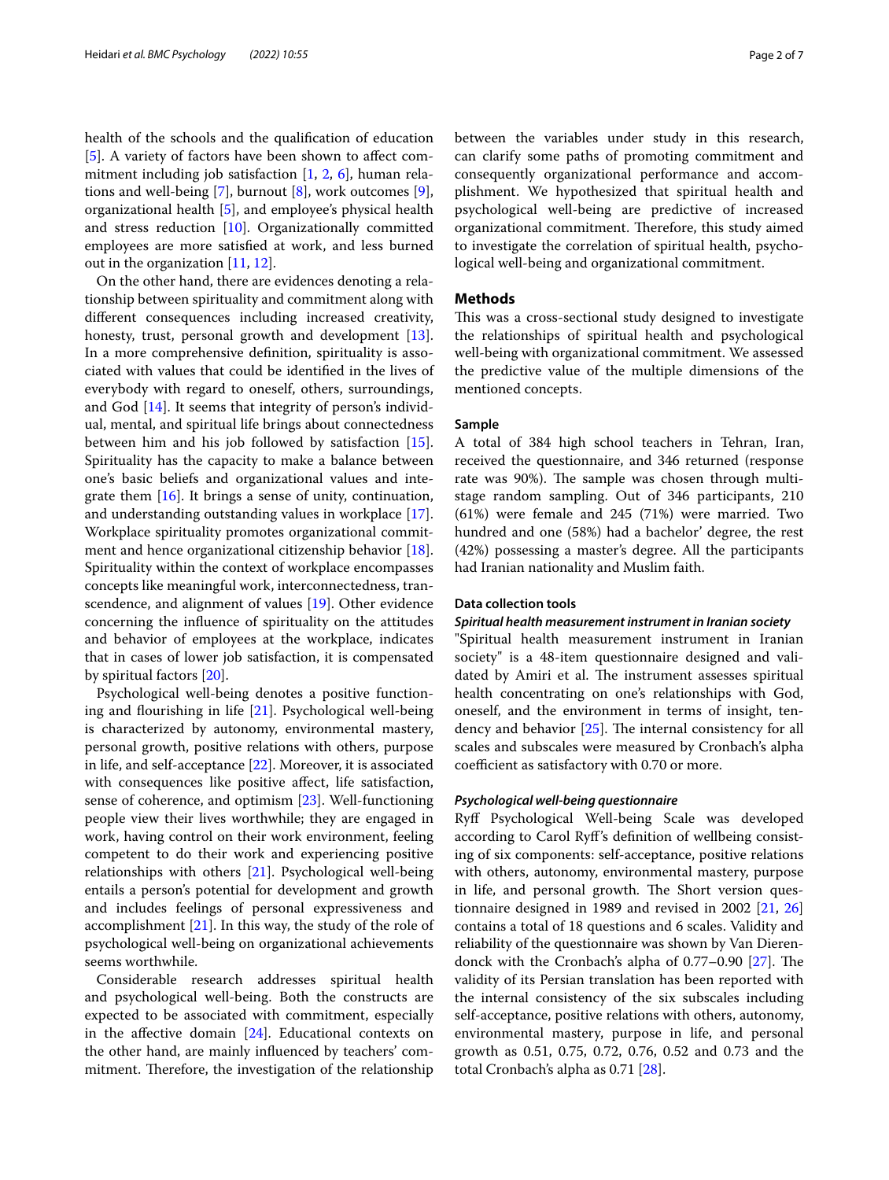health of the schools and the qualification of education [5]. A variety of factors have been shown to affect commitment including job satisfaction [1, 2, 6], human relations and well-being [7], burnout [8], work outcomes [9], organizational health [5], and employee's physical health and stress reduction [10]. Organizationally committed employees are more satisfied at work, and less burned out in the organization [11, 12].

On the other hand, there are evidences denoting a relationship between spirituality and commitment along with different consequences including increased creativity, honesty, trust, personal growth and development [13]. In a more comprehensive definition, spirituality is associated with values that could be identified in the lives of everybody with regard to oneself, others, surroundings, and God [14]. It seems that integrity of person's individual, mental, and spiritual life brings about connectedness between him and his job followed by satisfaction [15]. Spirituality has the capacity to make a balance between one's basic beliefs and organizational values and integrate them [16]. It brings a sense of unity, continuation, and understanding outstanding values in workplace [17]. Workplace spirituality promotes organizational commitment and hence organizational citizenship behavior [18]. Spirituality within the context of workplace encompasses concepts like meaningful work, interconnectedness, transcendence, and alignment of values [19]. Other evidence concerning the influence of spirituality on the attitudes and behavior of employees at the workplace, indicates that in cases of lower job satisfaction, it is compensated by spiritual factors [20].

Psychological well-being denotes a positive functioning and flourishing in life [21]. Psychological well-being is characterized by autonomy, environmental mastery, personal growth, positive relations with others, purpose in life, and self-acceptance [22]. Moreover, it is associated with consequences like positive affect, life satisfaction, sense of coherence, and optimism [23]. Well-functioning people view their lives worthwhile; they are engaged in work, having control on their work environment, feeling competent to do their work and experiencing positive relationships with others [21]. Psychological well-being entails a person's potential for development and growth and includes feelings of personal expressiveness and accomplishment [21]. In this way, the study of the role of psychological well-being on organizational achievements seems worthwhile.

Considerable research addresses spiritual health and psychological well-being. Both the constructs are expected to be associated with commitment, especially in the affective domain [24]. Educational contexts on the other hand, are mainly influenced by teachers' commitment. Therefore, the investigation of the relationship between the variables under study in this research, can clarify some paths of promoting commitment and consequently organizational performance and accomplishment. We hypothesized that spiritual health and psychological well-being are predictive of increased organizational commitment. Therefore, this study aimed to investigate the correlation of spiritual health, psychological well-being and organizational commitment.

## Methods

This was a cross-sectional study designed to investigate the relationships of spiritual health and psychological well-being with organizational commitment. We assessed the predictive value of the multiple dimensions of the mentioned concepts.

### Sample

A total of 384 high school teachers in Tehran, Iran, received the questionnaire, and 346 returned (response rate was 90%). The sample was chosen through multistage random sampling. Out of 346 participants, 210 (61%) were female and 245 (71%) were married. Two hundred and one (58%) had a bachelor' degree, the rest (42%) possessing a master's degree. All the participants had Iranian nationality and Muslim faith.

### Data collection tools

#### *Spiritual health measurement instrument in Iranian society*

"Spiritual health measurement instrument in Iranian society" is a 48-item questionnaire designed and validated by Amiri et al. The instrument assesses spiritual health concentrating on one's relationships with God, oneself, and the environment in terms of insight, tendency and behavior [25]. The internal consistency for all scales and subscales were measured by Cronbach's alpha coefficient as satisfactory with 0.70 or more.

#### *Psychological well-being questionnaire*

Ryff Psychological Well-being Scale was developed according to Carol Ryff's definition of wellbeing consisting of six components: self-acceptance, positive relations with others, autonomy, environmental mastery, purpose in life, and personal growth. The Short version questionnaire designed in 1989 and revised in 2002 [21, 26] contains a total of 18 questions and 6 scales. Validity and reliability of the questionnaire was shown by Van Dierendonck with the Cronbach's alpha of 0.77–0.90 [27]. The validity of its Persian translation has been reported with the internal consistency of the six subscales including self-acceptance, positive relations with others, autonomy, environmental mastery, purpose in life, and personal growth as 0.51, 0.75, 0.72, 0.76, 0.52 and 0.73 and the total Cronbach's alpha as 0.71 [28].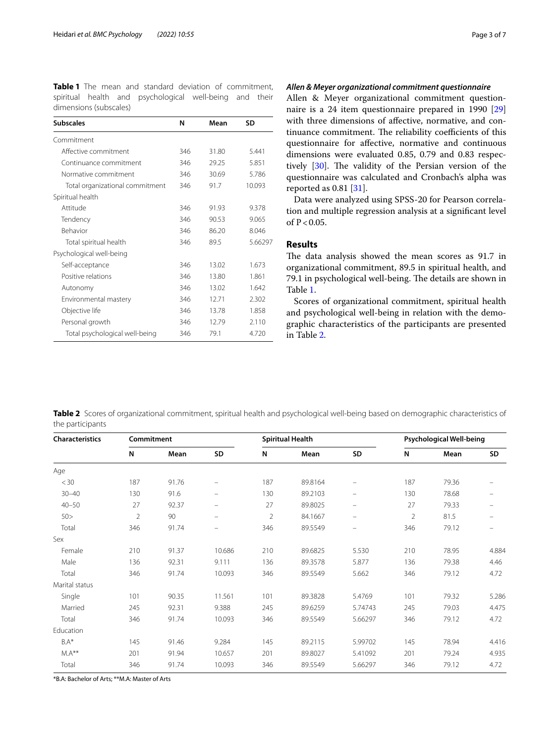**Table 1** The mean and standard deviation of commitment, spiritual health and psychological well-being and their dimensions (subscales)

| Subscales | N | Mean | SD |
|---|---|---|---|
| Commitment | | | |
| Affective commitment | 346 | 31.80 | 5.441 |
| Continuance commitment | 346 | 29.25 | 5.851 |
| Normative commitment | 346 | 30.69 | 5.786 |
| Total organizational commitment | 346 | 91.7 | 10.093 |
| Spiritual health | | | |
| Attitude | 346 | 91.93 | 9.378 |
| Tendency | 346 | 90.53 | 9.065 |
| Behavior | 346 | 86.20 | 8.046 |
| Total spiritual health | 346 | 89.5 | 5.66297 |
| Psychological well-being | | | |
| Self-acceptance | 346 | 13.02 | 1.673 |
| Positive relations | 346 | 13.80 | 1.861 |
| Autonomy | 346 | 13.02 | 1.642 |
| Environmental mastery | 346 | 12.71 | 2.302 |
| Objective life | 346 | 13.78 | 1.858 |
| Personal growth | 346 | 12.79 | 2.110 |
| Total psychological well-being | 346 | 79.1 | 4.720 |

### *Allen & Meyer organizational commitment questionnaire*

Allen & Meyer organizational commitment questionnaire is a 24 item questionnaire prepared in 1990 [29] with three dimensions of affective, normative, and continuance commitment. The reliability coefficients of this questionnaire for affective, normative and continuous dimensions were evaluated 0.85, 0.79 and 0.83 respectively [30]. The validity of the Persian version of the questionnaire was calculated and Cronbach's alpha was reported as 0.81 [31].

Data were analyzed using SPSS-20 for Pearson correlation and multiple regression analysis at a significant level of $P < 0.05$.

## Results

The data analysis showed the mean scores as 91.7 in organizational commitment, 89.5 in spiritual health, and 79.1 in psychological well-being. The details are shown in Table 1.

Scores of organizational commitment, spiritual health and psychological well-being in relation with the demographic characteristics of the participants are presented in Table 2.

**Table 2** Scores of organizational commitment, spiritual health and psychological well-being based on demographic characteristics of the participants

| Characteristics | Commitment | | | Spiritual Health | | | Psychological Well-being | | |
|---|---|---|---|---|---|---|---|---|---|
| | N | Mean | SD | N | Mean | SD | N | Mean | SD |
| Age | | | | | | | | | |
| < 30 | 187 | 91.76 | – | 187 | 89.8164 | – | 187 | 79.36 | – |
| 30–40 | 130 | 91.6 | – | 130 | 89.2103 | – | 130 | 78.68 | – |
| 40–50 | 27 | 92.37 | – | 27 | 89.8025 | – | 27 | 79.33 | – |
| 50> | 2 | 90 | – | 2 | 84.1667 | – | 2 | 81.5 | – |
| Total | 346 | 91.74 | – | 346 | 89.5549 | – | 346 | 79.12 | – |
| Sex | | | | | | | | | |
| Female | 210 | 91.37 | 10.686 | 210 | 89.6825 | 5.530 | 210 | 78.95 | 4.884 |
| Male | 136 | 92.31 | 9.111 | 136 | 89.3578 | 5.877 | 136 | 79.38 | 4.46 |
| Total | 346 | 91.74 | 10.093 | 346 | 89.5549 | 5.662 | 346 | 79.12 | 4.72 |
| Marital status | | | | | | | | | |
| Single | 101 | 90.35 | 11.561 | 101 | 89.3828 | 5.4769 | 101 | 79.32 | 5.286 |
| Married | 245 | 92.31 | 9.388 | 245 | 89.6259 | 5.74743 | 245 | 79.03 | 4.475 |
| Total | 346 | 91.74 | 10.093 | 346 | 89.5549 | 5.66297 | 346 | 79.12 | 4.72 |
| Education | | | | | | | | | |
| B.A* | 145 | 91.46 | 9.284 | 145 | 89.2115 | 5.99702 | 145 | 78.94 | 4.416 |
| M.A** | 201 | 91.94 | 10.657 | 201 | 89.8027 | 5.41092 | 201 | 79.24 | 4.935 |
| Total | 346 | 91.74 | 10.093 | 346 | 89.5549 | 5.66297 | 346 | 79.12 | 4.72 |

*B.A: Bachelor of Arts; **M.A: Master of Arts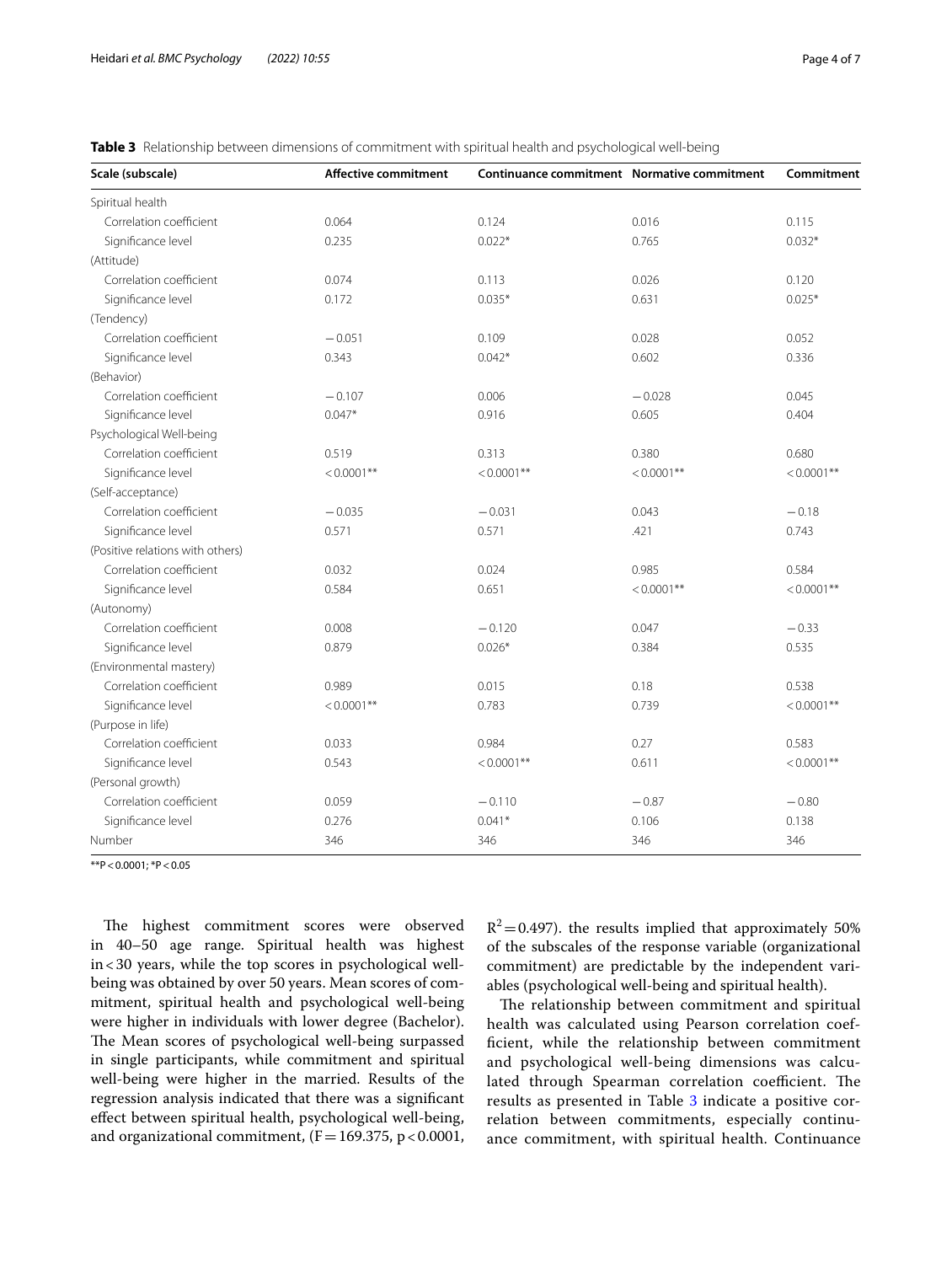**Table 3** Relationship between dimensions of commitment with spiritual health and psychological well-being

| Scale (subscale) | Affective commitment | Continuance commitment | Normative commitment | Commitment |
|---|---|---|---|---|
| Spiritual health | | | | |
| Correlation coefficient | 0.064 | 0.124 | 0.016 | 0.115 |
| Significance level | 0.235 | 0.022* | 0.765 | 0.032* |
| (Attitude) | | | | |
| Correlation coefficient | 0.074 | 0.113 | 0.026 | 0.120 |
| Significance level | 0.172 | 0.035* | 0.631 | 0.025* |
| (Tendency) | | | | |
| Correlation coefficient | −0.051 | 0.109 | 0.028 | 0.052 |
| Significance level | 0.343 | 0.042* | 0.602 | 0.336 |
| (Behavior) | | | | |
| Correlation coefficient | −0.107 | 0.006 | −0.028 | 0.045 |
| Significance level | 0.047* | 0.916 | 0.605 | 0.404 |
| Psychological Well-being | | | | |
| Correlation coefficient | 0.519 | 0.313 | 0.380 | 0.680 |
| Significance level | < 0.0001** | < 0.0001** | < 0.0001** | < 0.0001** |
| (Self-acceptance) | | | | |
| Correlation coefficient | −0.035 | −0.031 | 0.043 | −0.18 |
| Significance level | 0.571 | 0.571 | .421 | 0.743 |
| (Positive relations with others) | | | | |
| Correlation coefficient | 0.032 | 0.024 | 0.985 | 0.584 |
| Significance level | 0.584 | 0.651 | < 0.0001** | < 0.0001** |
| (Autonomy) | | | | |
| Correlation coefficient | 0.008 | −0.120 | 0.047 | −0.33 |
| Significance level | 0.879 | 0.026* | 0.384 | 0.535 |
| (Environmental mastery) | | | | |
| Correlation coefficient | 0.989 | 0.015 | 0.18 | 0.538 |
| Significance level | < 0.0001** | 0.783 | 0.739 | < 0.0001** |
| (Purpose in life) | | | | |
| Correlation coefficient | 0.033 | 0.984 | 0.27 | 0.583 |
| Significance level | 0.543 | < 0.0001** | 0.611 | < 0.0001** |
| (Personal growth) | | | | |
| Correlation coefficient | 0.059 | −0.110 | −0.87 | −0.80 |
| Significance level | 0.276 | 0.041* | 0.106 | 0.138 |
| Number | 346 | 346 | 346 | 346 |

**P < 0.0001; *P < 0.05

The highest commitment scores were observed in 40–50 age range. Spiritual health was highest in < 30 years, while the top scores in psychological well-being was obtained by over 50 years. Mean scores of commitment, spiritual health and psychological well-being were higher in individuals with lower degree (Bachelor). The Mean scores of psychological well-being surpassed in single participants, while commitment and spiritual well-being were higher in the married. Results of the regression analysis indicated that there was a significant effect between spiritual health, psychological well-being, and organizational commitment, ($F = 169.375$, $p < 0.0001$, $R^2 = 0.497$). the results implied that approximately 50% of the subscales of the response variable (organizational commitment) are predictable by the independent variables (psychological well-being and spiritual health).

The relationship between commitment and spiritual health was calculated using Pearson correlation coefficient, while the relationship between commitment and psychological well-being dimensions was calculated through Spearman correlation coefficient. The results as presented in Table 3 indicate a positive correlation between commitments, especially continuance commitment, with spiritual health. Continuance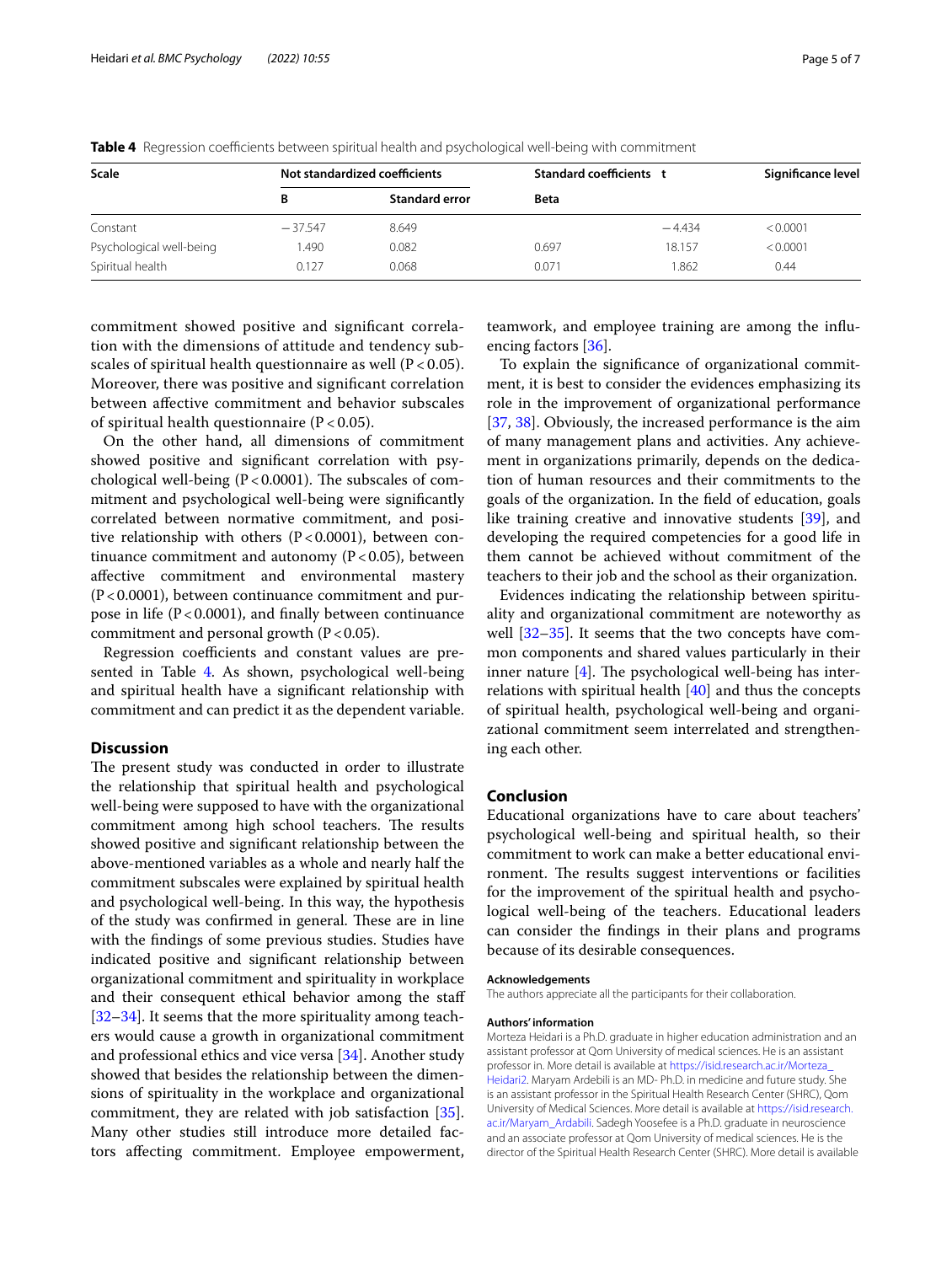**Table 4** Regression coefficients between spiritual health and psychological well-being with commitment

| Scale | Not standardized coefficients | | Standard coefficients | t | Significance level |
|---|---|---|---|---|---|
| | B | Standard error | Beta | | |
| Constant | −37.547 | 8.649 | | −4.434 | < 0.0001 |
| Psychological well-being | 1.490 | 0.082 | 0.697 | 18.157 | < 0.0001 |
| Spiritual health | 0.127 | 0.068 | 0.071 | 1.862 | 0.44 |

commitment showed positive and significant correlation with the dimensions of attitude and tendency subscales of spiritual health questionnaire as well ($P < 0.05$). Moreover, there was positive and significant correlation between affective commitment and behavior subscales of spiritual health questionnaire ($P < 0.05$).

On the other hand, all dimensions of commitment showed positive and significant correlation with psychological well-being ($P < 0.0001$). The subscales of commitment and psychological well-being were significantly correlated between normative commitment, and positive relationship with others ($P < 0.0001$), between continuance commitment and autonomy ($P < 0.05$), between affective commitment and environmental mastery ($P < 0.0001$), between continuance commitment and purpose in life ($P < 0.0001$), and finally between continuance commitment and personal growth ($P < 0.05$).

Regression coefficients and constant values are presented in Table 4. As shown, psychological well-being and spiritual health have a significant relationship with commitment and can predict it as the dependent variable.

## Discussion

The present study was conducted in order to illustrate the relationship that spiritual health and psychological well-being were supposed to have with the organizational commitment among high school teachers. The results showed positive and significant relationship between the above-mentioned variables as a whole and nearly half the commitment subscales were explained by spiritual health and psychological well-being. In this way, the hypothesis of the study was confirmed in general. These are in line with the findings of some previous studies. Studies have indicated positive and significant relationship between organizational commitment and spirituality in workplace and their consequent ethical behavior among the staff [32–34]. It seems that the more spirituality among teachers would cause a growth in organizational commitment and professional ethics and vice versa [34]. Another study showed that besides the relationship between the dimensions of spirituality in the workplace and organizational commitment, they are related with job satisfaction [35]. Many other studies still introduce more detailed factors affecting commitment. Employee empowerment, teamwork, and employee training are among the influencing factors [36].

To explain the significance of organizational commitment, it is best to consider the evidences emphasizing its role in the improvement of organizational performance [37, 38]. Obviously, the increased performance is the aim of many management plans and activities. Any achievement in organizations primarily, depends on the dedication of human resources and their commitments to the goals of the organization. In the field of education, goals like training creative and innovative students [39], and developing the required competencies for a good life in them cannot be achieved without commitment of the teachers to their job and the school as their organization.

Evidences indicating the relationship between spirituality and organizational commitment are noteworthy as well [32–35]. It seems that the two concepts have common components and shared values particularly in their inner nature [4]. The psychological well-being has interrelations with spiritual health [40] and thus the concepts of spiritual health, psychological well-being and organizational commitment seem interrelated and strengthening each other.

## Conclusion

Educational organizations have to care about teachers' psychological well-being and spiritual health, so their commitment to work can make a better educational environment. The results suggest interventions or facilities for the improvement of the spiritual health and psychological well-being of the teachers. Educational leaders can consider the findings in their plans and programs because of its desirable consequences.

#### Acknowledgements

The authors appreciate all the participants for their collaboration.

#### Authors' information

Morteza Heidari is a Ph.D. graduate in higher education administration and an assistant professor at Qom University of medical sciences. He is an assistant professor in. More detail is available at https://isid.research.ac.ir/Morteza_Heidari2. Maryam Ardebili is an MD- Ph.D. in medicine and future study. She is an assistant professor in the Spiritual Health Research Center (SHRC), Qom University of Medical Sciences. More detail is available at https://isid.research.ac.ir/Maryam_Ardabili. Sadegh Yoosefee is a Ph.D. graduate in neuroscience and an associate professor at Qom University of medical sciences. He is the director of the Spiritual Health Research Center (SHRC). More detail is available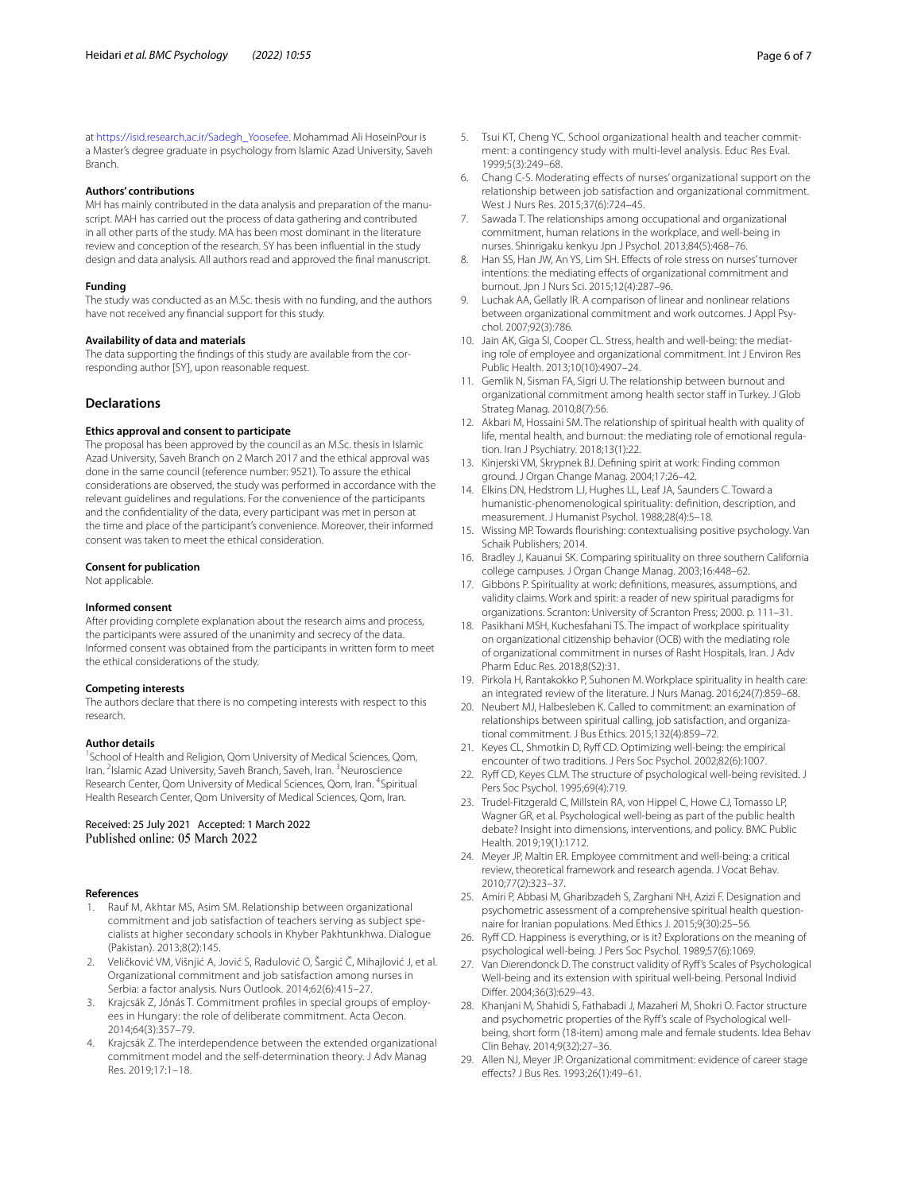at https://isid.research.ac.ir/Sadegh_Yoosefee. Mohammad Ali HoseinPour is a Master's degree graduate in psychology from Islamic Azad University, Saveh Branch.

### Authors' contributions

MH has mainly contributed in the data analysis and preparation of the manuscript. MAH has carried out the process of data gathering and contributed in all other parts of the study. MA has been most dominant in the literature review and conception of the research. SY has been influential in the study design and data analysis. All authors read and approved the final manuscript.

### Funding

The study was conducted as an M.Sc. thesis with no funding, and the authors have not received any financial support for this study.

### Availability of data and materials

The data supporting the findings of this study are available from the corresponding author [SY], upon reasonable request.

## Declarations

### Ethics approval and consent to participate

The proposal has been approved by the council as an M.Sc. thesis in Islamic Azad University, Saveh Branch on 2 March 2017 and the ethical approval was done in the same council (reference number: 9521). To assure the ethical considerations are observed, the study was performed in accordance with the relevant guidelines and regulations. For the convenience of the participants and the confidentiality of the data, every participant was met in person at the time and place of the participant's convenience. Moreover, their informed consent was taken to meet the ethical consideration.

### Consent for publication

Not applicable.

### Informed consent

After providing complete explanation about the research aims and process, the participants were assured of the unanimity and secrecy of the data. Informed consent was obtained from the participants in written form to meet the ethical considerations of the study.

### Competing interests

The authors declare that there is no competing interests with respect to this research.

### Author details

[1]School of Health and Religion, Qom University of Medical Sciences, Qom, Iran. [2]Islamic Azad University, Saveh Branch, Saveh, Iran. [3]Neuroscience Research Center, Qom University of Medical Sciences, Qom, Iran. [4]Spiritual Health Research Center, Qom University of Medical Sciences, Qom, Iran.

Received: 25 July 2021 Accepted: 1 March 2022
Published online: 05 March 2022

### References

1. Rauf M, Akhtar MS, Asim SM. Relationship between organizational commitment and job satisfaction of teachers serving as subject specialists at higher secondary schools in Khyber Pakhtunkhwa. Dialogue (Pakistan). 2013;8(2):145.
2. Veličković VM, Višnjić A, Jović S, Radulović O, Šargić Č, Mihajlović J, et al. Organizational commitment and job satisfaction among nurses in Serbia: a factor analysis. Nurs Outlook. 2014;62(6):415–27.
3. Krajcsák Z, Jónás T. Commitment profiles in special groups of employees in Hungary: the role of deliberate commitment. Acta Oecon. 2014;64(3):357–79.
4. Krajcsák Z. The interdependence between the extended organizational commitment model and the self-determination theory. J Adv Manag Res. 2019;17:1–18.
5. Tsui KT, Cheng YC. School organizational health and teacher commitment: a contingency study with multi-level analysis. Educ Res Eval. 1999;5(3):249–68.
6. Chang C-S. Moderating effects of nurses' organizational support on the relationship between job satisfaction and organizational commitment. West J Nurs Res. 2015;37(6):724–45.
7. Sawada T. The relationships among occupational and organizational commitment, human relations in the workplace, and well-being in nurses. Shinrigaku kenkyu Jpn J Psychol. 2013;84(5):468–76.
8. Han SS, Han JW, An YS, Lim SH. Effects of role stress on nurses' turnover intentions: the mediating effects of organizational commitment and burnout. Jpn J Nurs Sci. 2015;12(4):287–96.
9. Luchak AA, Gellatly IR. A comparison of linear and nonlinear relations between organizational commitment and work outcomes. J Appl Psychol. 2007;92(3):786.
10. Jain AK, Giga SI, Cooper CL. Stress, health and well-being: the mediating role of employee and organizational commitment. Int J Environ Res Public Health. 2013;10(10):4907–24.
11. Gemlik N, Sisman FA, Sigri U. The relationship between burnout and organizational commitment among health sector staff in Turkey. J Glob Strateg Manag. 2010;8(7):56.
12. Akbari M, Hossaini SM. The relationship of spiritual health with quality of life, mental health, and burnout: the mediating role of emotional regulation. Iran J Psychiatry. 2018;13(1):22.
13. Kinjerski VM, Skrypnek BJ. Defining spirit at work: Finding common ground. J Organ Change Manag. 2004;17:26–42.
14. Elkins DN, Hedstrom LJ, Hughes LL, Leaf JA, Saunders C. Toward a humanistic-phenomenological spirituality: definition, description, and measurement. J Humanist Psychol. 1988;28(4):5–18.
15. Wissing MP. Towards flourishing: contextualising positive psychology. Van Schaik Publishers; 2014.
16. Bradley J, Kauanui SK. Comparing spirituality on three southern California college campuses. J Organ Change Manag. 2003;16:448–62.
17. Gibbons P. Spirituality at work: definitions, measures, assumptions, and validity claims. Work and spirit: a reader of new spiritual paradigms for organizations. Scranton: University of Scranton Press; 2000. p. 111–31.
18. Pasikhani MSH, Kuchesfahani TS. The impact of workplace spirituality on organizational citizenship behavior (OCB) with the mediating role of organizational commitment in nurses of Rasht Hospitals, Iran. J Adv Pharm Educ Res. 2018;8(S2):31.
19. Pirkola H, Rantakokko P, Suhonen M. Workplace spirituality in health care: an integrated review of the literature. J Nurs Manag. 2016;24(7):859–68.
20. Neubert MJ, Halbesleben K. Called to commitment: an examination of relationships between spiritual calling, job satisfaction, and organizational commitment. J Bus Ethics. 2015;132(4):859–72.
21. Keyes CL, Shmotkin D, Ryff CD. Optimizing well-being: the empirical encounter of two traditions. J Pers Soc Psychol. 2002;82(6):1007.
22. Ryff CD, Keyes CLM. The structure of psychological well-being revisited. J Pers Soc Psychol. 1995;69(4):719.
23. Trudel-Fitzgerald C, Millstein RA, von Hippel C, Howe CJ, Tomasso LP, Wagner GR, et al. Psychological well-being as part of the public health debate? Insight into dimensions, interventions, and policy. BMC Public Health. 2019;19(1):1712.
24. Meyer JP, Maltin ER. Employee commitment and well-being: a critical review, theoretical framework and research agenda. J Vocat Behav. 2010;77(2):323–37.
25. Amiri P, Abbasi M, Gharibzadeh S, Zarghani NH, Azizi F. Designation and psychometric assessment of a comprehensive spiritual health questionnaire for Iranian populations. Med Ethics J. 2015;9(30):25–56.
26. Ryff CD. Happiness is everything, or is it? Explorations on the meaning of psychological well-being. J Pers Soc Psychol. 1989;57(6):1069.
27. Van Dierendonck D. The construct validity of Ryff's Scales of Psychological Well-being and its extension with spiritual well-being. Personal Individ Differ. 2004;36(3):629–43.
28. Khanjani M, Shahidi S, Fathabadi J, Mazaheri M, Shokri O. Factor structure and psychometric properties of the Ryff's scale of Psychological well-being, short form (18-item) among male and female students. Idea Behav Clin Behav. 2014;9(32):27–36.
29. Allen NJ, Meyer JP. Organizational commitment: evidence of career stage effects? J Bus Res. 1993;26(1):49–61.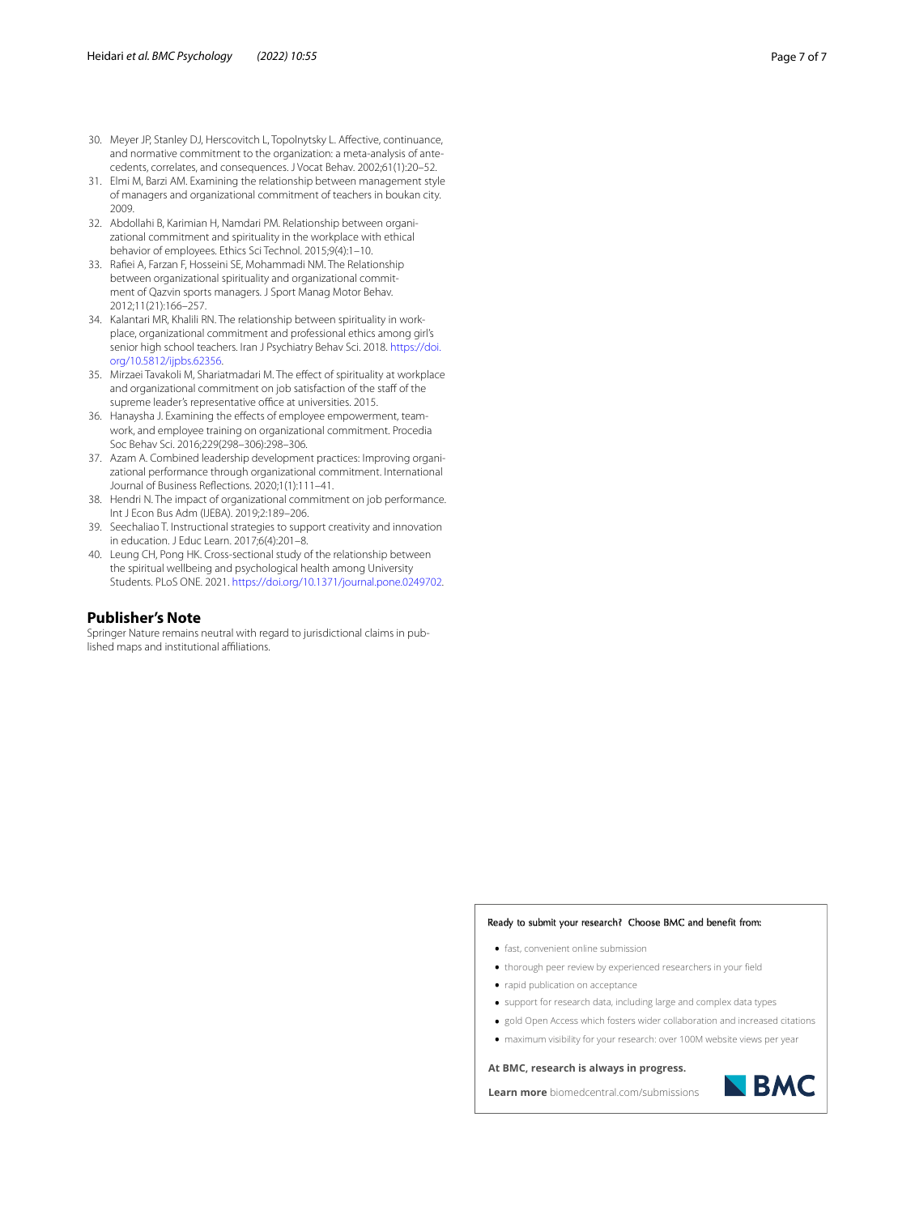30. Meyer JP, Stanley DJ, Herscovitch L, Topolnytsky L. Affective, continuance, and normative commitment to the organization: a meta-analysis of antecedents, correlates, and consequences. J Vocat Behav. 2002;61(1):20–52.
31. Elmi M, Barzi AM. Examining the relationship between management style of managers and organizational commitment of teachers in boukan city. 2009.
32. Abdollahi B, Karimian H, Namdari PM. Relationship between organizational commitment and spirituality in the workplace with ethical behavior of employees. Ethics Sci Technol. 2015;9(4):1–10.
33. Rafiei A, Farzan F, Hosseini SE, Mohammadi NM. The Relationship between organizational spirituality and organizational commitment of Qazvin sports managers. J Sport Manag Motor Behav. 2012;11(21):166–257.
34. Kalantari MR, Khalili RN. The relationship between spirituality in workplace, organizational commitment and professional ethics among girl's senior high school teachers. Iran J Psychiatry Behav Sci. 2018. https://doi.org/10.5812/ijpbs.62356.
35. Mirzaei Tavakoli M, Shariatmadari M. The effect of spirituality at workplace and organizational commitment on job satisfaction of the staff of the supreme leader's representative office at universities. 2015.
36. Hanaysha J. Examining the effects of employee empowerment, teamwork, and employee training on organizational commitment. Procedia Soc Behav Sci. 2016;229(298–306):298–306.
37. Azam A. Combined leadership development practices: Improving organizational performance through organizational commitment. International Journal of Business Reflections. 2020;1(1):111–41.
38. Hendri N. The impact of organizational commitment on job performance. Int J Econ Bus Adm (IJEBA). 2019;2:189–206.
39. Seechaliao T. Instructional strategies to support creativity and innovation in education. J Educ Learn. 2017;6(4):201–8.
40. Leung CH, Pong HK. Cross-sectional study of the relationship between the spiritual wellbeing and psychological health among University Students. PLoS ONE. 2021. https://doi.org/10.1371/journal.pone.0249702.

## Publisher's Note

Springer Nature remains neutral with regard to jurisdictional claims in published maps and institutional affiliations.

Ready to submit your research? Choose BMC and benefit from:

- fast, convenient online submission
- thorough peer review by experienced researchers in your field
- rapid publication on acceptance
- support for research data, including large and complex data types
- gold Open Access which fosters wider collaboration and increased citations
- maximum visibility for your research: over 100M website views per year

**At BMC, research is always in progress.**

**Learn more** biomedcentral.com/submissions

BMC